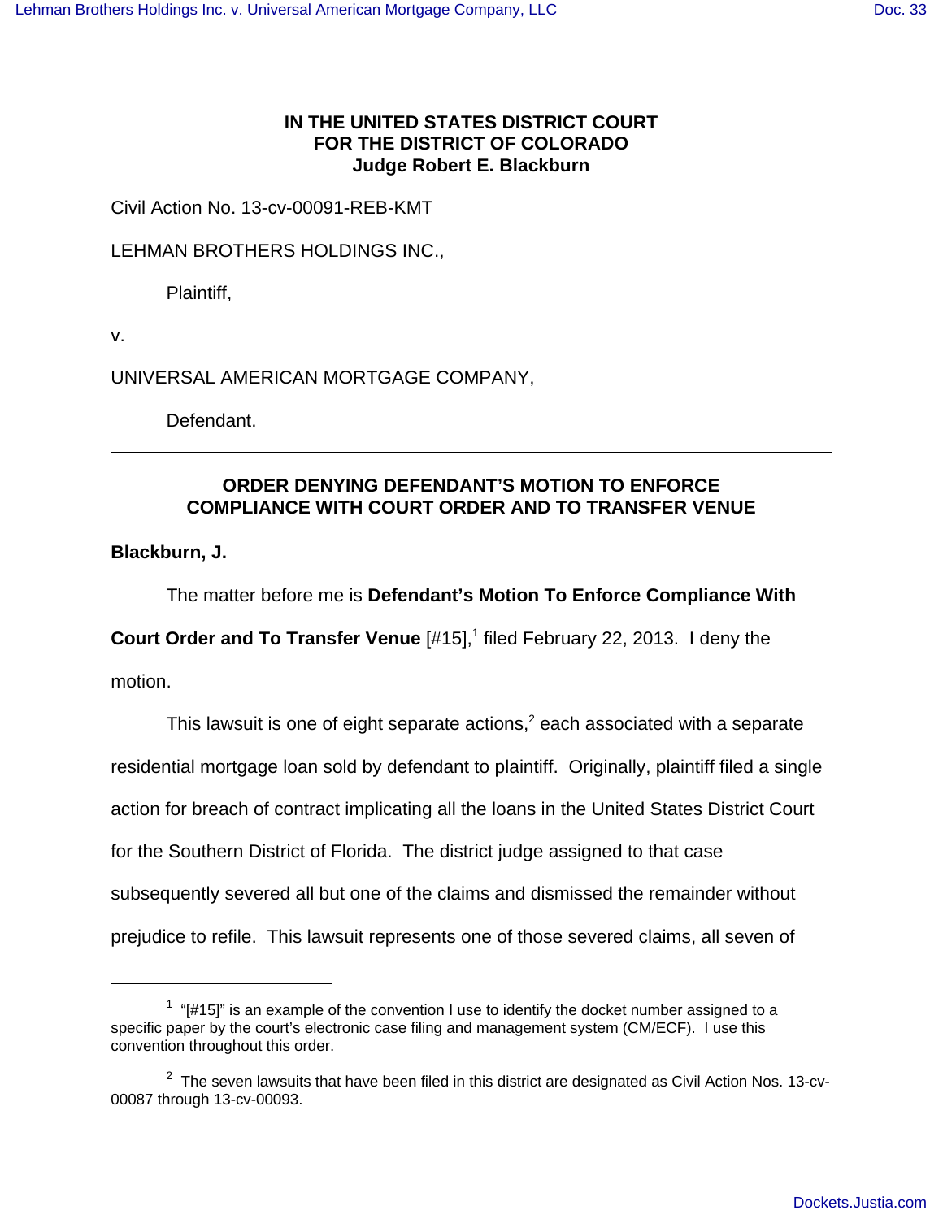**IN THE UNITED STATES DISTRICT COURT**
**FOR THE DISTRICT OF COLORADO**
**Judge Robert E. Blackburn**

Civil Action No. 13-cv-00091-REB-KMT

LEHMAN BROTHERS HOLDINGS INC.,

Plaintiff,

v.

UNIVERSAL AMERICAN MORTGAGE COMPANY,

Defendant.

---

**ORDER DENYING DEFENDANT'S MOTION TO ENFORCE COMPLIANCE WITH COURT ORDER AND TO TRANSFER VENUE**

---

**Blackburn, J.**

The matter before me is **Defendant's Motion To Enforce Compliance With Court Order and To Transfer Venue** [#15],[1] filed February 22, 2013. I deny the motion.

This lawsuit is one of eight separate actions,[2] each associated with a separate residential mortgage loan sold by defendant to plaintiff. Originally, plaintiff filed a single action for breach of contract implicating all the loans in the United States District Court for the Southern District of Florida. The district judge assigned to that case subsequently severed all but one of the claims and dismissed the remainder without prejudice to refile. This lawsuit represents one of those severed claims, all seven of

---

[1] "[#15]" is an example of the convention I use to identify the docket number assigned to a specific paper by the court's electronic case filing and management system (CM/ECF). I use this convention throughout this order.

[2] The seven lawsuits that have been filed in this district are designated as Civil Action Nos. 13-cv-00087 through 13-cv-00093.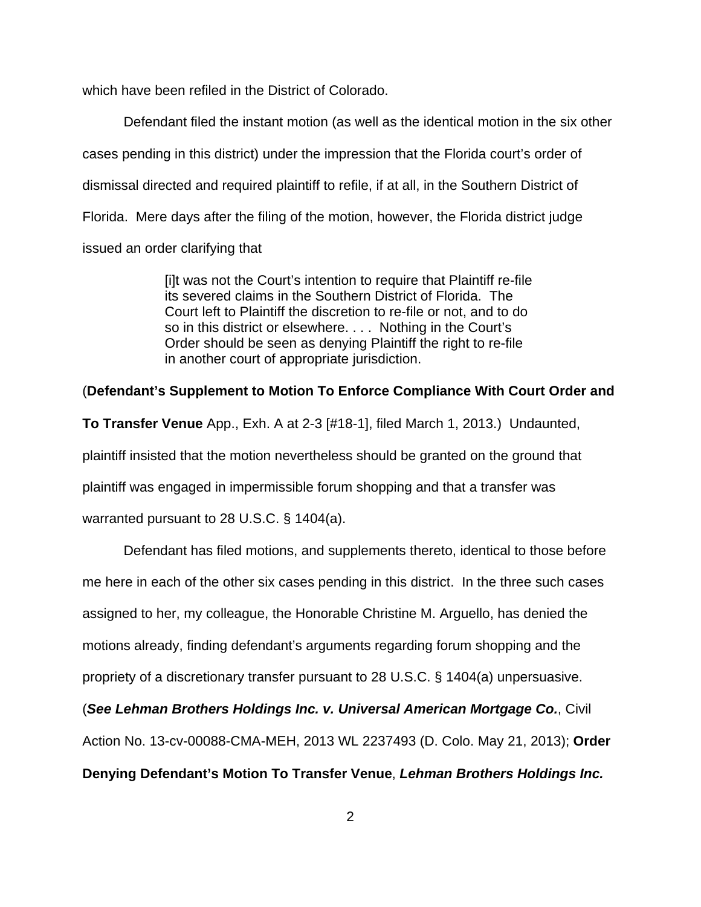which have been refiled in the District of Colorado.

Defendant filed the instant motion (as well as the identical motion in the six other cases pending in this district) under the impression that the Florida court's order of dismissal directed and required plaintiff to refile, if at all, in the Southern District of Florida. Mere days after the filing of the motion, however, the Florida district judge issued an order clarifying that

> [i]t was not the Court's intention to require that Plaintiff re-file its severed claims in the Southern District of Florida. The Court left to Plaintiff the discretion to re-file or not, and to do so in this district or elsewhere. . . . Nothing in the Court's Order should be seen as denying Plaintiff the right to re-file in another court of appropriate jurisdiction.

(**Defendant's Supplement to Motion To Enforce Compliance With Court Order and To Transfer Venue** App., Exh. A at 2-3 [#18-1], filed March 1, 2013.) Undaunted, plaintiff insisted that the motion nevertheless should be granted on the ground that plaintiff was engaged in impermissible forum shopping and that a transfer was warranted pursuant to 28 U.S.C. § 1404(a).

Defendant has filed motions, and supplements thereto, identical to those before me here in each of the other six cases pending in this district. In the three such cases assigned to her, my colleague, the Honorable Christine M. Arguello, has denied the motions already, finding defendant's arguments regarding forum shopping and the propriety of a discretionary transfer pursuant to 28 U.S.C. § 1404(a) unpersuasive. (***See Lehman Brothers Holdings Inc. v. Universal American Mortgage Co.***, Civil Action No. 13-cv-00088-CMA-MEH, 2013 WL 2237493 (D. Colo. May 21, 2013); **Order Denying Defendant's Motion To Transfer Venue**, ***Lehman Brothers Holdings Inc.***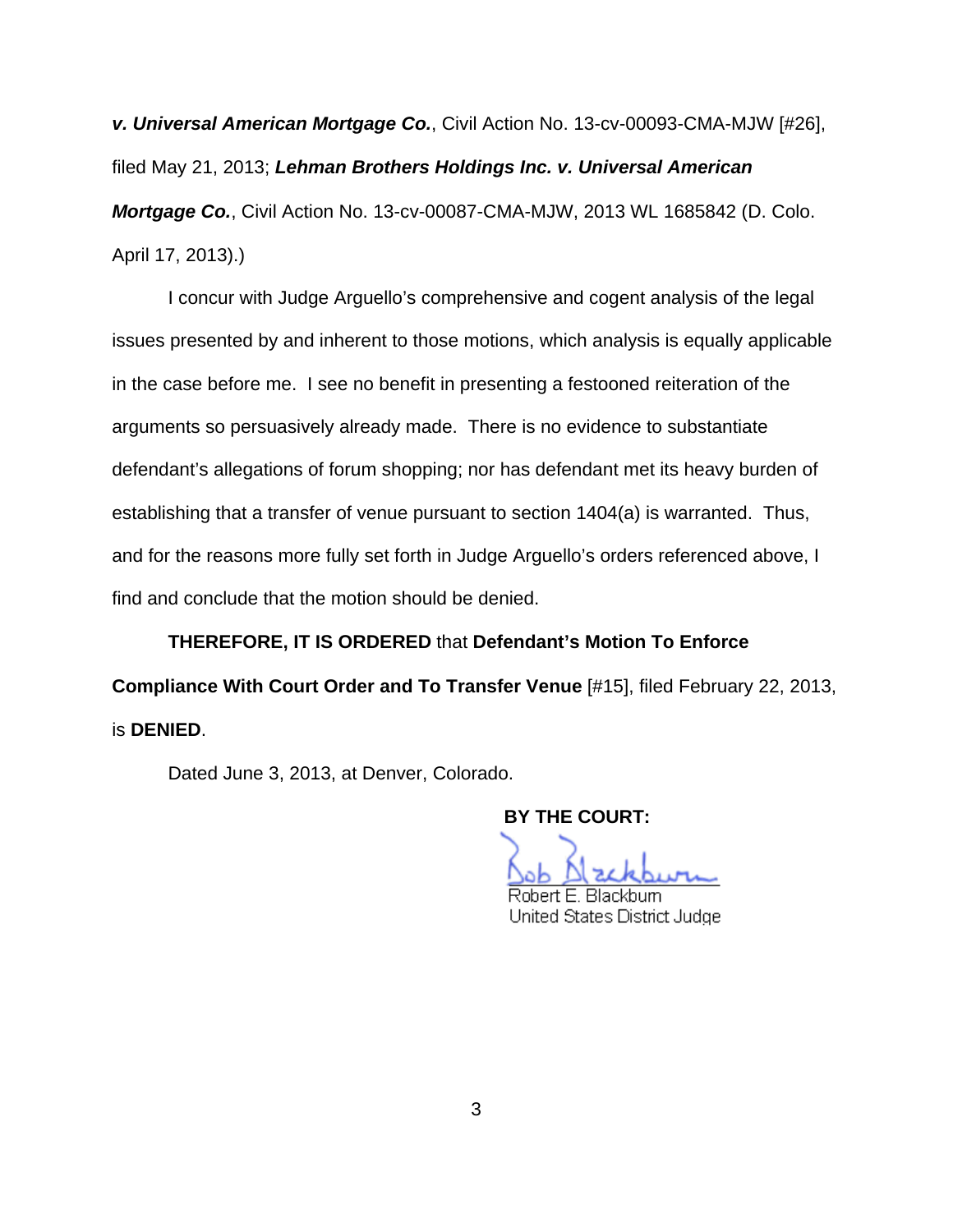***v. Universal American Mortgage Co.***, Civil Action No. 13-cv-00093-CMA-MJW [#26], filed May 21, 2013; ***Lehman Brothers Holdings Inc. v. Universal American Mortgage Co.***, Civil Action No. 13-cv-00087-CMA-MJW, 2013 WL 1685842 (D. Colo. April 17, 2013).)

I concur with Judge Arguello's comprehensive and cogent analysis of the legal issues presented by and inherent to those motions, which analysis is equally applicable in the case before me. I see no benefit in presenting a festooned reiteration of the arguments so persuasively already made. There is no evidence to substantiate defendant's allegations of forum shopping; nor has defendant met its heavy burden of establishing that a transfer of venue pursuant to section 1404(a) is warranted. Thus, and for the reasons more fully set forth in Judge Arguello's orders referenced above, I find and conclude that the motion should be denied.

**THEREFORE, IT IS ORDERED** that **Defendant's Motion To Enforce Compliance With Court Order and To Transfer Venue** [#15], filed February 22, 2013, is **DENIED**.

Dated June 3, 2013, at Denver, Colorado.

**BY THE COURT:**

Robert E. Blackburn
United States District Judge